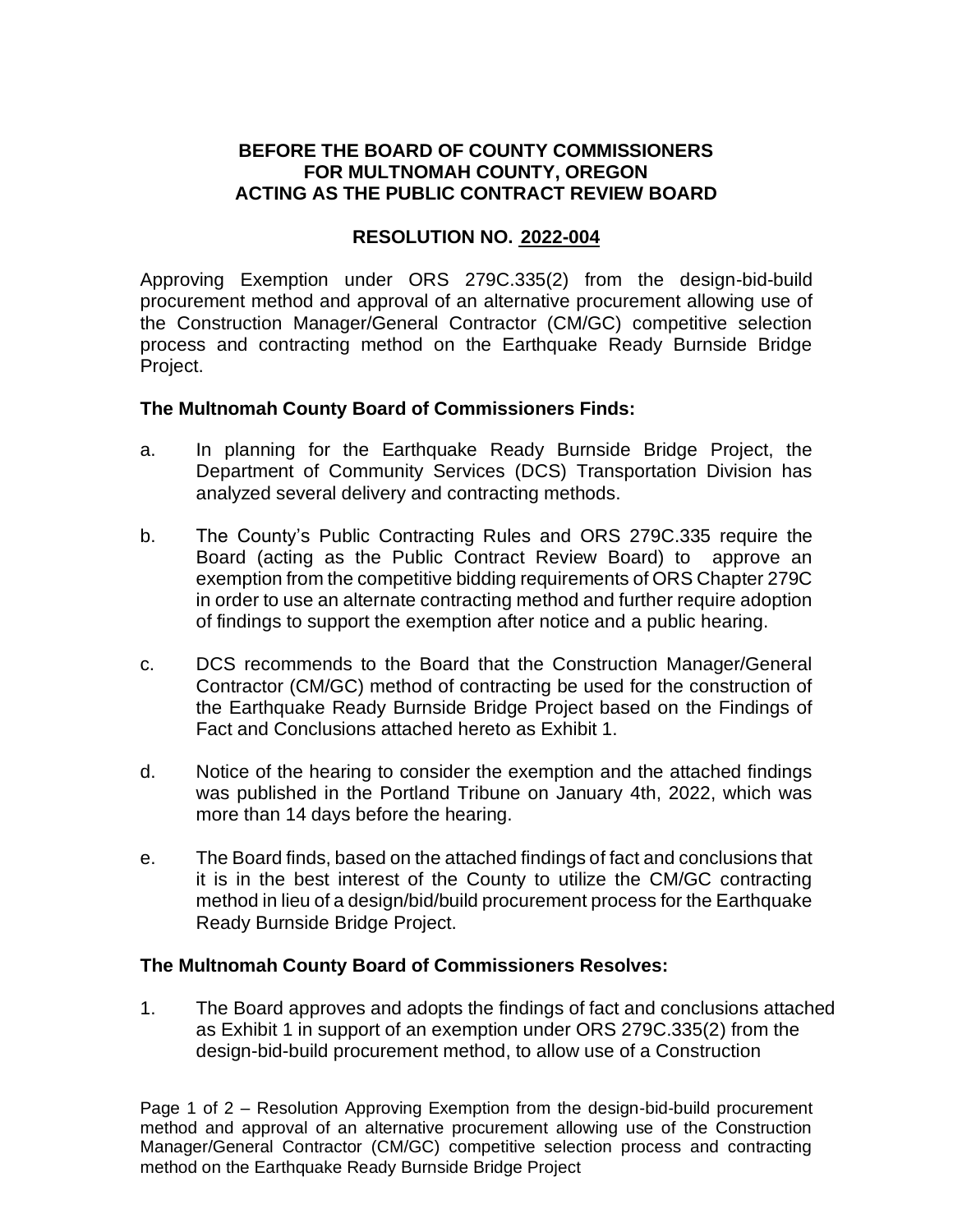**BEFORE THE BOARD OF COUNTY COMMISSIONERS**
**FOR MULTNOMAH COUNTY, OREGON**
**ACTING AS THE PUBLIC CONTRACT REVIEW BOARD**

**RESOLUTION NO. 2022-004**

Approving Exemption under ORS 279C.335(2) from the design-bid-build procurement method and approval of an alternative procurement allowing use of the Construction Manager/General Contractor (CM/GC) competitive selection process and contracting method on the Earthquake Ready Burnside Bridge Project.

**The Multnomah County Board of Commissioners Finds:**

a. In planning for the Earthquake Ready Burnside Bridge Project, the Department of Community Services (DCS) Transportation Division has analyzed several delivery and contracting methods.

b. The County's Public Contracting Rules and ORS 279C.335 require the Board (acting as the Public Contract Review Board) to approve an exemption from the competitive bidding requirements of ORS Chapter 279C in order to use an alternate contracting method and further require adoption of findings to support the exemption after notice and a public hearing.

c. DCS recommends to the Board that the Construction Manager/General Contractor (CM/GC) method of contracting be used for the construction of the Earthquake Ready Burnside Bridge Project based on the Findings of Fact and Conclusions attached hereto as Exhibit 1.

d. Notice of the hearing to consider the exemption and the attached findings was published in the Portland Tribune on January 4th, 2022, which was more than 14 days before the hearing.

e. The Board finds, based on the attached findings of fact and conclusions that it is in the best interest of the County to utilize the CM/GC contracting method in lieu of a design/bid/build procurement process for the Earthquake Ready Burnside Bridge Project.

**The Multnomah County Board of Commissioners Resolves:**

1. The Board approves and adopts the findings of fact and conclusions attached as Exhibit 1 in support of an exemption under ORS 279C.335(2) from the design-bid-build procurement method, to allow use of a Construction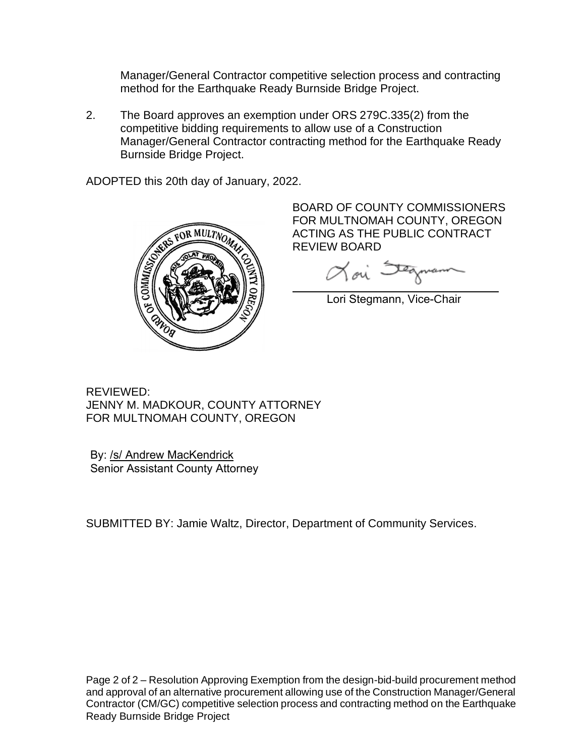Manager/General Contractor competitive selection process and contracting method for the Earthquake Ready Burnside Bridge Project.

2. The Board approves an exemption under ORS 279C.335(2) from the competitive bidding requirements to allow use of a Construction Manager/General Contractor contracting method for the Earthquake Ready Burnside Bridge Project.

ADOPTED this 20th day of January, 2022.

BOARD OF COUNTY COMMISSIONERS FOR MULTNOMAH COUNTY, OREGON ACTING AS THE PUBLIC CONTRACT REVIEW BOARD

Lori Stegmann, Vice-Chair

REVIEWED:
JENNY M. MADKOUR, COUNTY ATTORNEY
FOR MULTNOMAH COUNTY, OREGON

By: /s/ Andrew MacKendrick
Senior Assistant County Attorney

SUBMITTED BY: Jamie Waltz, Director, Department of Community Services.

Page 2 of 2 – Resolution Approving Exemption from the design-bid-build procurement method and approval of an alternative procurement allowing use of the Construction Manager/General Contractor (CM/GC) competitive selection process and contracting method on the Earthquake Ready Burnside Bridge Project